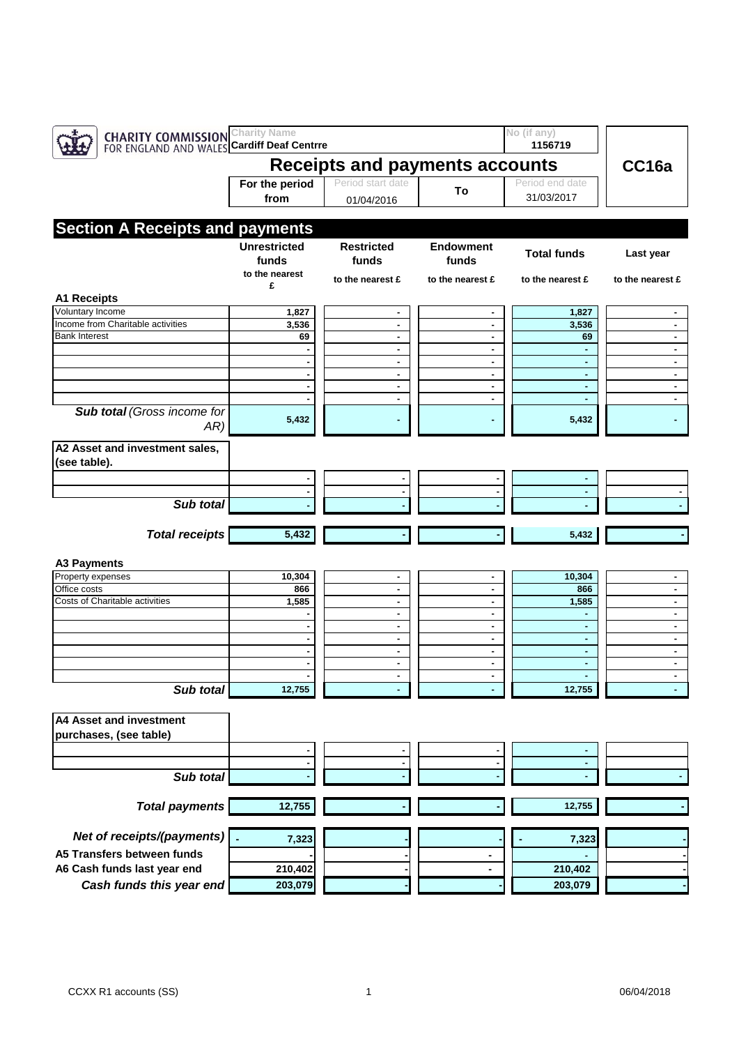CHARITY COMMISSION FOR ENGLAND AND WALES

| Charity Name | No (if any) | |
|---|---|---|
| Cardiff Deaf Centrre | 1156719 | CC16a |

# Receipts and payments accounts

| For the period from | Period start date | To | Period end date |
|---|---|---|---|
| | 01/04/2016 | | 31/03/2017 |

## Section A Receipts and payments

| | Unrestricted funds | Restricted funds | Endowment funds | Total funds | Last year |
|---|---|---|---|---|---|
| | to the nearest £ | to the nearest £ | to the nearest £ | to the nearest £ | to the nearest £ |
| **A1 Receipts** | | | | | |
| Voluntary Income | 1,827 | - | - | 1,827 | - |
| Income from Charitable activities | 3,536 | - | - | 3,536 | - |
| Bank Interest | 69 | - | - | 69 | - |
| | - | - | - | - | - |
| | - | - | - | - | - |
| | - | - | - | - | - |
| | - | - | - | - | - |
| | - | - | - | - | - |
| ***Sub total** (Gross income for AR)* | 5,432 | - | - | 5,432 | - |
| **A2 Asset and investment sales, (see table).** | | | | | |
| | - | - | - | - | |
| | - | - | - | - | - |
| ***Sub total*** | - | - | - | - | - |
| ***Total receipts*** | 5,432 | - | - | 5,432 | - |
| **A3 Payments** | | | | | |
| Property expenses | 10,304 | - | - | 10,304 | - |
| Office costs | 866 | - | - | 866 | - |
| Costs of Charitable activities | 1,585 | - | - | 1,585 | - |
| | - | - | - | - | - |
| | - | - | - | - | - |
| | - | - | - | - | - |
| | - | - | - | - | - |
| | - | - | - | - | - |
| | - | - | - | - | - |
| ***Sub total*** | 12,755 | - | - | 12,755 | - |
| **A4 Asset and investment purchases, (see table)** | | | | | |
| | - | - | - | - | |
| | - | - | - | - | |
| ***Sub total*** | - | - | - | - | - |
| ***Total payments*** | 12,755 | - | - | 12,755 | - |
| ***Net of receipts/(payments)*** | - 7,323 | - | - | - 7,323 | - |
| **A5 Transfers between funds** | - | - | - | - | - |
| **A6 Cash funds last year end** | 210,402 | - | - | 210,402 | - |
| ***Cash funds this year end*** | 203,079 | - | - | 203,079 | - |

CCXX R1 accounts (SS) 06/04/2018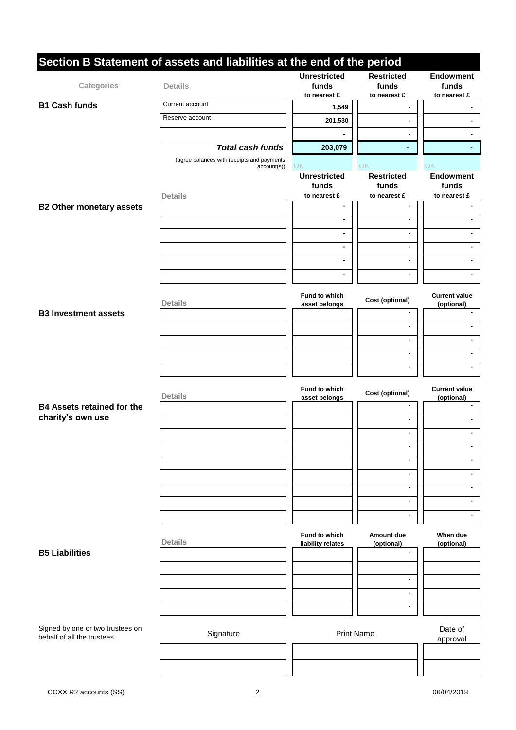# Section B Statement of assets and liabilities at the end of the period

| Categories | Details | Unrestricted funds to nearest £ | Restricted funds to nearest £ | Endowment funds to nearest £ |
|---|---|---|---|---|
| **B1 Cash funds** | Current account | 1,549 | - | - |
| | Reserve account | 201,530 | - | - |
| | | - | - | - |
| | ***Total cash funds*** | **203,079** | - | - |
| | (agree balances with receipts and payments account(s)) | OK | OK | OK |

| | Details | Unrestricted funds to nearest £ | Restricted funds to nearest £ | Endowment funds to nearest £ |
|---|---|---|---|---|
| **B2 Other monetary assets** | | - | - | - |
| | | - | - | - |
| | | - | - | - |
| | | - | - | - |
| | | - | - | - |
| | | - | - | - |

| | Details | Fund to which asset belongs | Cost (optional) | Current value (optional) |
|---|---|---|---|---|
| **B3 Investment assets** | | | - | - |
| | | | - | - |
| | | | - | - |
| | | | - | - |
| | | | - | - |

| | Details | Fund to which asset belongs | Cost (optional) | Current value (optional) |
|---|---|---|---|---|
| **B4 Assets retained for the charity's own use** | | | - | - |
| | | | - | - |
| | | | - | - |
| | | | - | - |
| | | | - | - |
| | | | - | - |
| | | | - | - |
| | | | - | - |
| | | | - | - |

| | Details | Fund to which liability relates | Amount due (optional) | When due (optional) |
|---|---|---|---|---|
| **B5 Liabilities** | | | - | |
| | | | - | |
| | | | - | |
| | | | - | |
| | | | - | |

| Signed by one or two trustees on behalf of all the trustees | Signature | Print Name | Date of approval |
|---|---|---|---|
| | | | |
| | | | |

CCXX R2 accounts (SS) 06/04/2018